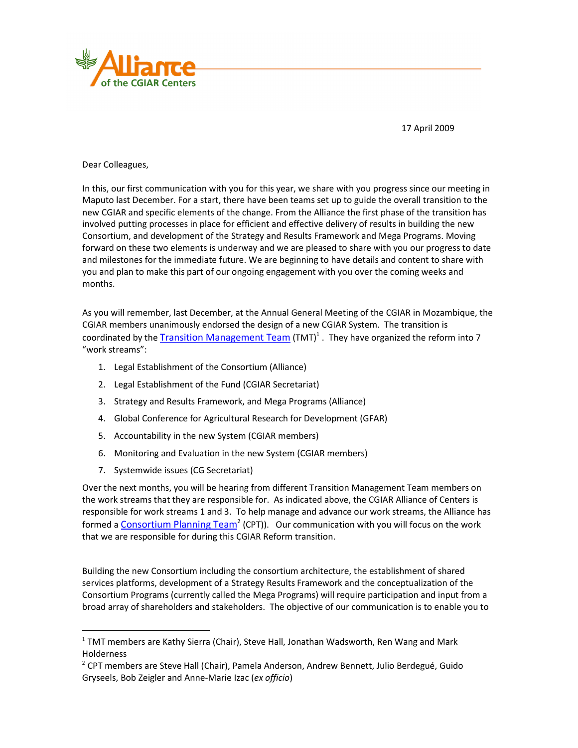Alliance of the CGIAR Centers

17 April 2009

Dear Colleagues,

In this, our first communication with you for this year, we share with you progress since our meeting in Maputo last December. For a start, there have been teams set up to guide the overall transition to the new CGIAR and specific elements of the change. From the Alliance the first phase of the transition has involved putting processes in place for efficient and effective delivery of results in building the new Consortium, and development of the Strategy and Results Framework and Mega Programs. Moving forward on these two elements is underway and we are pleased to share with you our progress to date and milestones for the immediate future. We are beginning to have details and content to share with you and plan to make this part of our ongoing engagement with you over the coming weeks and months.

As you will remember, last December, at the Annual General Meeting of the CGIAR in Mozambique, the CGIAR members unanimously endorsed the design of a new CGIAR System. The transition is coordinated by the Transition Management Team (TMT)[1]. They have organized the reform into 7 "work streams":

1. Legal Establishment of the Consortium (Alliance)
2. Legal Establishment of the Fund (CGIAR Secretariat)
3. Strategy and Results Framework, and Mega Programs (Alliance)
4. Global Conference for Agricultural Research for Development (GFAR)
5. Accountability in the new System (CGIAR members)
6. Monitoring and Evaluation in the new System (CGIAR members)
7. Systemwide issues (CG Secretariat)

Over the next months, you will be hearing from different Transition Management Team members on the work streams that they are responsible for. As indicated above, the CGIAR Alliance of Centers is responsible for work streams 1 and 3. To help manage and advance our work streams, the Alliance has formed a Consortium Planning Team[2] (CPT)). Our communication with you will focus on the work that we are responsible for during this CGIAR Reform transition.

Building the new Consortium including the consortium architecture, the establishment of shared services platforms, development of a Strategy Results Framework and the conceptualization of the Consortium Programs (currently called the Mega Programs) will require participation and input from a broad array of shareholders and stakeholders. The objective of our communication is to enable you to

[1] TMT members are Kathy Sierra (Chair), Steve Hall, Jonathan Wadsworth, Ren Wang and Mark Holderness

[2] CPT members are Steve Hall (Chair), Pamela Anderson, Andrew Bennett, Julio Berdegué, Guido Gryseels, Bob Zeigler and Anne-Marie Izac (*ex officio*)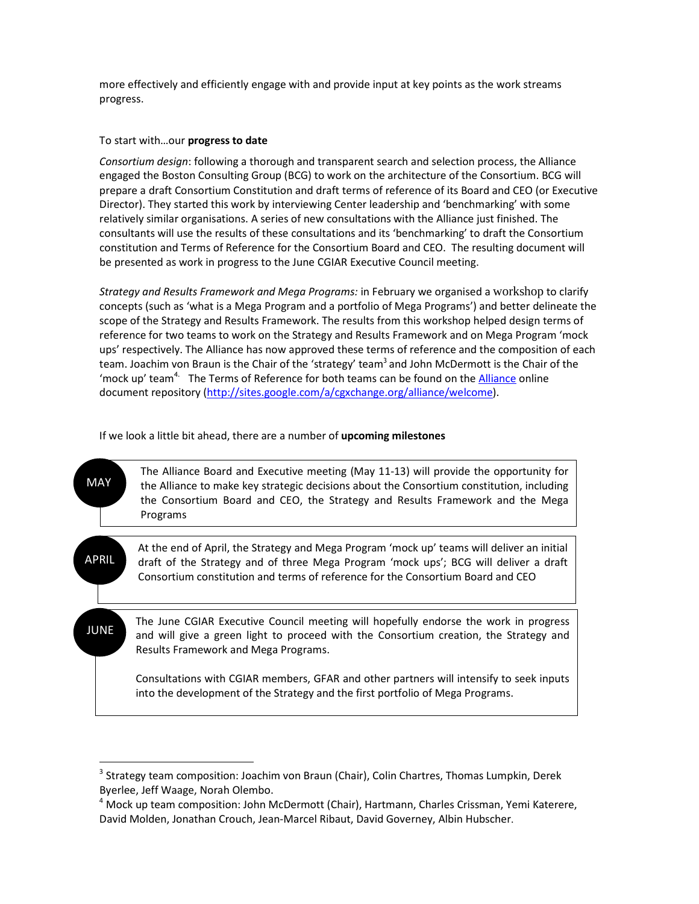more effectively and efficiently engage with and provide input at key points as the work streams progress.

To start with…our **progress to date**

*Consortium design*: following a thorough and transparent search and selection process, the Alliance engaged the Boston Consulting Group (BCG) to work on the architecture of the Consortium. BCG will prepare a draft Consortium Constitution and draft terms of reference of its Board and CEO (or Executive Director). They started this work by interviewing Center leadership and 'benchmarking' with some relatively similar organisations. A series of new consultations with the Alliance just finished. The consultants will use the results of these consultations and its 'benchmarking' to draft the Consortium constitution and Terms of Reference for the Consortium Board and CEO. The resulting document will be presented as work in progress to the June CGIAR Executive Council meeting.

*Strategy and Results Framework and Mega Programs:* in February we organised a workshop to clarify concepts (such as 'what is a Mega Program and a portfolio of Mega Programs') and better delineate the scope of the Strategy and Results Framework. The results from this workshop helped design terms of reference for two teams to work on the Strategy and Results Framework and on Mega Program 'mock ups' respectively. The Alliance has now approved these terms of reference and the composition of each team. Joachim von Braun is the Chair of the 'strategy' team[3] and John McDermott is the Chair of the 'mock up' team[4]. The Terms of Reference for both teams can be found on the Alliance online document repository (http://sites.google.com/a/cgxchange.org/alliance/welcome).

If we look a little bit ahead, there are a number of **upcoming milestones**

**MAY** — The Alliance Board and Executive meeting (May 11-13) will provide the opportunity for the Alliance to make key strategic decisions about the Consortium constitution, including the Consortium Board and CEO, the Strategy and Results Framework and the Mega Programs

**APRIL** — At the end of April, the Strategy and Mega Program 'mock up' teams will deliver an initial draft of the Strategy and of three Mega Program 'mock ups'; BCG will deliver a draft Consortium constitution and terms of reference for the Consortium Board and CEO

**JUNE** — The June CGIAR Executive Council meeting will hopefully endorse the work in progress and will give a green light to proceed with the Consortium creation, the Strategy and Results Framework and Mega Programs.

Consultations with CGIAR members, GFAR and other partners will intensify to seek inputs into the development of the Strategy and the first portfolio of Mega Programs.

[3] Strategy team composition: Joachim von Braun (Chair), Colin Chartres, Thomas Lumpkin, Derek Byerlee, Jeff Waage, Norah Olembo.

[4] Mock up team composition: John McDermott (Chair), Hartmann, Charles Crissman, Yemi Katerere, David Molden, Jonathan Crouch, Jean-Marcel Ribaut, David Governey, Albin Hubscher.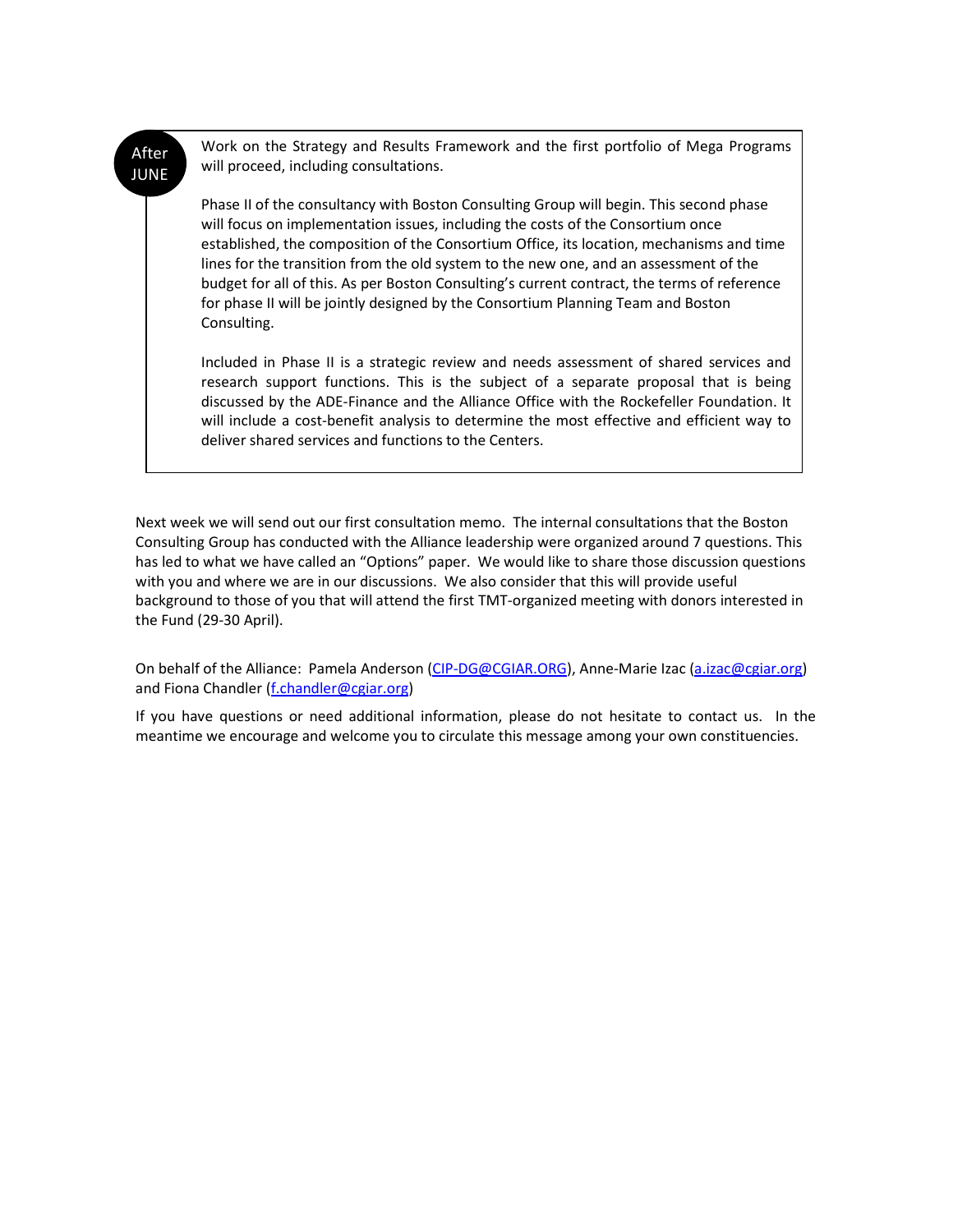**After JUNE**

Work on the Strategy and Results Framework and the first portfolio of Mega Programs will proceed, including consultations.

Phase II of the consultancy with Boston Consulting Group will begin. This second phase will focus on implementation issues, including the costs of the Consortium once established, the composition of the Consortium Office, its location, mechanisms and time lines for the transition from the old system to the new one, and an assessment of the budget for all of this. As per Boston Consulting's current contract, the terms of reference for phase II will be jointly designed by the Consortium Planning Team and Boston Consulting.

Included in Phase II is a strategic review and needs assessment of shared services and research support functions. This is the subject of a separate proposal that is being discussed by the ADE-Finance and the Alliance Office with the Rockefeller Foundation. It will include a cost-benefit analysis to determine the most effective and efficient way to deliver shared services and functions to the Centers.

Next week we will send out our first consultation memo. The internal consultations that the Boston Consulting Group has conducted with the Alliance leadership were organized around 7 questions. This has led to what we have called an "Options" paper. We would like to share those discussion questions with you and where we are in our discussions. We also consider that this will provide useful background to those of you that will attend the first TMT-organized meeting with donors interested in the Fund (29-30 April).

On behalf of the Alliance: Pamela Anderson (CIP-DG@CGIAR.ORG), Anne-Marie Izac (a.izac@cgiar.org) and Fiona Chandler (f.chandler@cgiar.org)

If you have questions or need additional information, please do not hesitate to contact us. In the meantime we encourage and welcome you to circulate this message among your own constituencies.